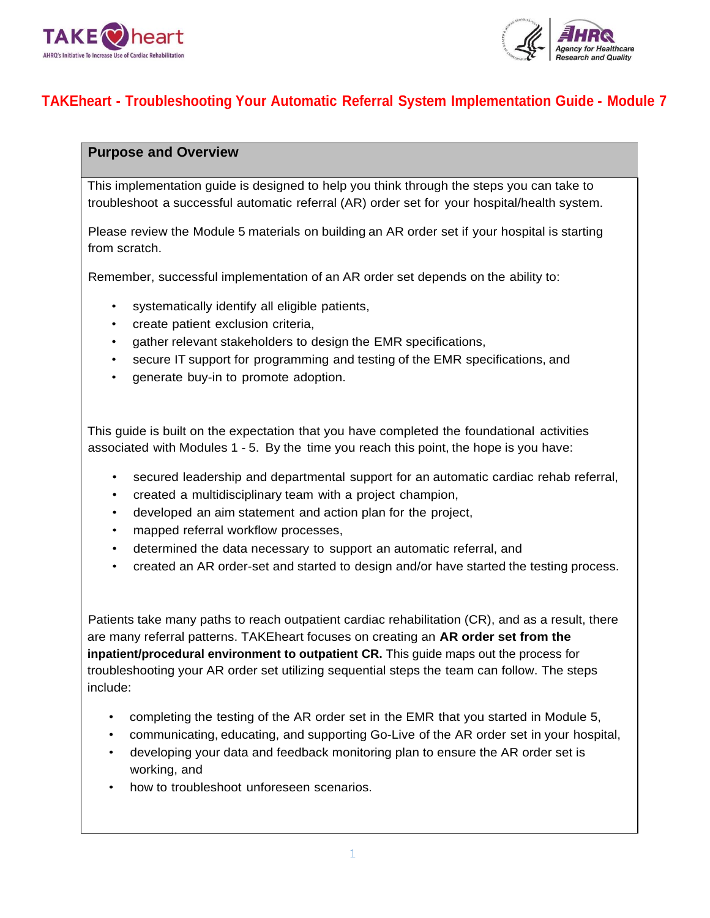# TAKEheart - Troubleshooting Your Automatic Referral System Implementation Guide - Module 7

## Purpose and Overview

This implementation guide is designed to help you think through the steps you can take to troubleshoot a successful automatic referral (AR) order set for your hospital/health system.

Please review the Module 5 materials on building an AR order set if your hospital is starting from scratch.

Remember, successful implementation of an AR order set depends on the ability to:

- systematically identify all eligible patients,
- create patient exclusion criteria,
- gather relevant stakeholders to design the EMR specifications,
- secure IT support for programming and testing of the EMR specifications, and
- generate buy-in to promote adoption.

This guide is built on the expectation that you have completed the foundational activities associated with Modules 1 - 5. By the time you reach this point, the hope is you have:

- secured leadership and departmental support for an automatic cardiac rehab referral,
- created a multidisciplinary team with a project champion,
- developed an aim statement and action plan for the project,
- mapped referral workflow processes,
- determined the data necessary to support an automatic referral, and
- created an AR order-set and started to design and/or have started the testing process.

Patients take many paths to reach outpatient cardiac rehabilitation (CR), and as a result, there are many referral patterns. TAKEheart focuses on creating an **AR order set from the inpatient/procedural environment to outpatient CR.** This guide maps out the process for troubleshooting your AR order set utilizing sequential steps the team can follow. The steps include:

- completing the testing of the AR order set in the EMR that you started in Module 5,
- communicating, educating, and supporting Go-Live of the AR order set in your hospital,
- developing your data and feedback monitoring plan to ensure the AR order set is working, and
- how to troubleshoot unforeseen scenarios.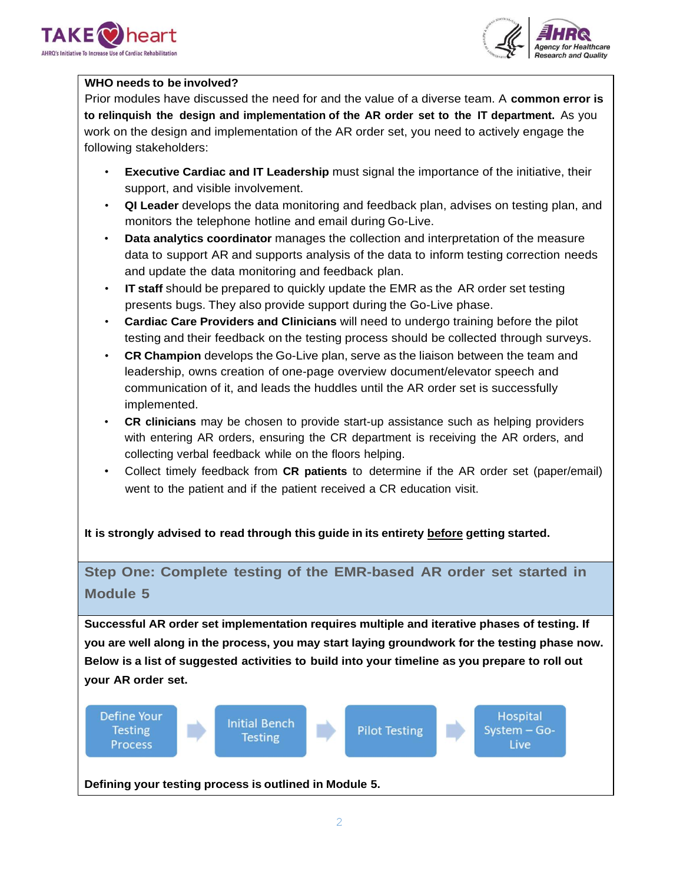**WHO needs to be involved?**

Prior modules have discussed the need for and the value of a diverse team. A **common error is to relinquish the design and implementation of the AR order set to the IT department.** As you work on the design and implementation of the AR order set, you need to actively engage the following stakeholders:

- **Executive Cardiac and IT Leadership** must signal the importance of the initiative, their support, and visible involvement.
- **QI Leader** develops the data monitoring and feedback plan, advises on testing plan, and monitors the telephone hotline and email during Go-Live.
- **Data analytics coordinator** manages the collection and interpretation of the measure data to support AR and supports analysis of the data to inform testing correction needs and update the data monitoring and feedback plan.
- **IT staff** should be prepared to quickly update the EMR as the AR order set testing presents bugs. They also provide support during the Go-Live phase.
- **Cardiac Care Providers and Clinicians** will need to undergo training before the pilot testing and their feedback on the testing process should be collected through surveys.
- **CR Champion** develops the Go-Live plan, serve as the liaison between the team and leadership, owns creation of one-page overview document/elevator speech and communication of it, and leads the huddles until the AR order set is successfully implemented.
- **CR clinicians** may be chosen to provide start-up assistance such as helping providers with entering AR orders, ensuring the CR department is receiving the AR orders, and collecting verbal feedback while on the floors helping.
- Collect timely feedback from **CR patients** to determine if the AR order set (paper/email) went to the patient and if the patient received a CR education visit.

**It is strongly advised to read through this guide in its entirety <u>before</u> getting started.**

## Step One: Complete testing of the EMR-based AR order set started in Module 5

**Successful AR order set implementation requires multiple and iterative phases of testing. If you are well along in the process, you may start laying groundwork for the testing phase now. Below is a list of suggested activities to build into your timeline as you prepare to roll out your AR order set.**

Define Your Testing Process → Initial Bench Testing → Pilot Testing → Hospital System – Go-Live

**Defining your testing process is outlined in Module 5.**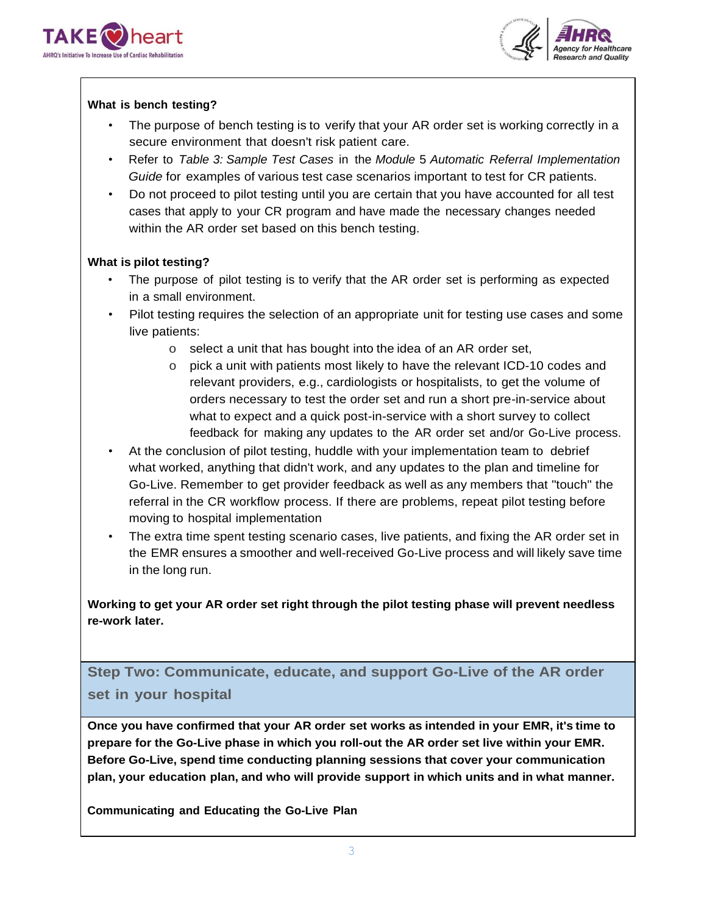**What is bench testing?**

- The purpose of bench testing is to verify that your AR order set is working correctly in a secure environment that doesn't risk patient care.
- Refer to *Table 3: Sample Test Cases* in the *Module* 5 *Automatic Referral Implementation Guide* for examples of various test case scenarios important to test for CR patients.
- Do not proceed to pilot testing until you are certain that you have accounted for all test cases that apply to your CR program and have made the necessary changes needed within the AR order set based on this bench testing.

**What is pilot testing?**

- The purpose of pilot testing is to verify that the AR order set is performing as expected in a small environment.
- Pilot testing requires the selection of an appropriate unit for testing use cases and some live patients:
  - select a unit that has bought into the idea of an AR order set,
  - pick a unit with patients most likely to have the relevant ICD-10 codes and relevant providers, e.g., cardiologists or hospitalists, to get the volume of orders necessary to test the order set and run a short pre-in-service about what to expect and a quick post-in-service with a short survey to collect feedback for making any updates to the AR order set and/or Go-Live process.
- At the conclusion of pilot testing, huddle with your implementation team to debrief what worked, anything that didn't work, and any updates to the plan and timeline for Go-Live. Remember to get provider feedback as well as any members that "touch" the referral in the CR workflow process. If there are problems, repeat pilot testing before moving to hospital implementation
- The extra time spent testing scenario cases, live patients, and fixing the AR order set in the EMR ensures a smoother and well-received Go-Live process and will likely save time in the long run.

**Working to get your AR order set right through the pilot testing phase will prevent needless re-work later.**

## Step Two: Communicate, educate, and support Go-Live of the AR order set in your hospital

**Once you have confirmed that your AR order set works as intended in your EMR, it's time to prepare for the Go-Live phase in which you roll-out the AR order set live within your EMR. Before Go-Live, spend time conducting planning sessions that cover your communication plan, your education plan, and who will provide support in which units and in what manner.**

**Communicating and Educating the Go-Live Plan**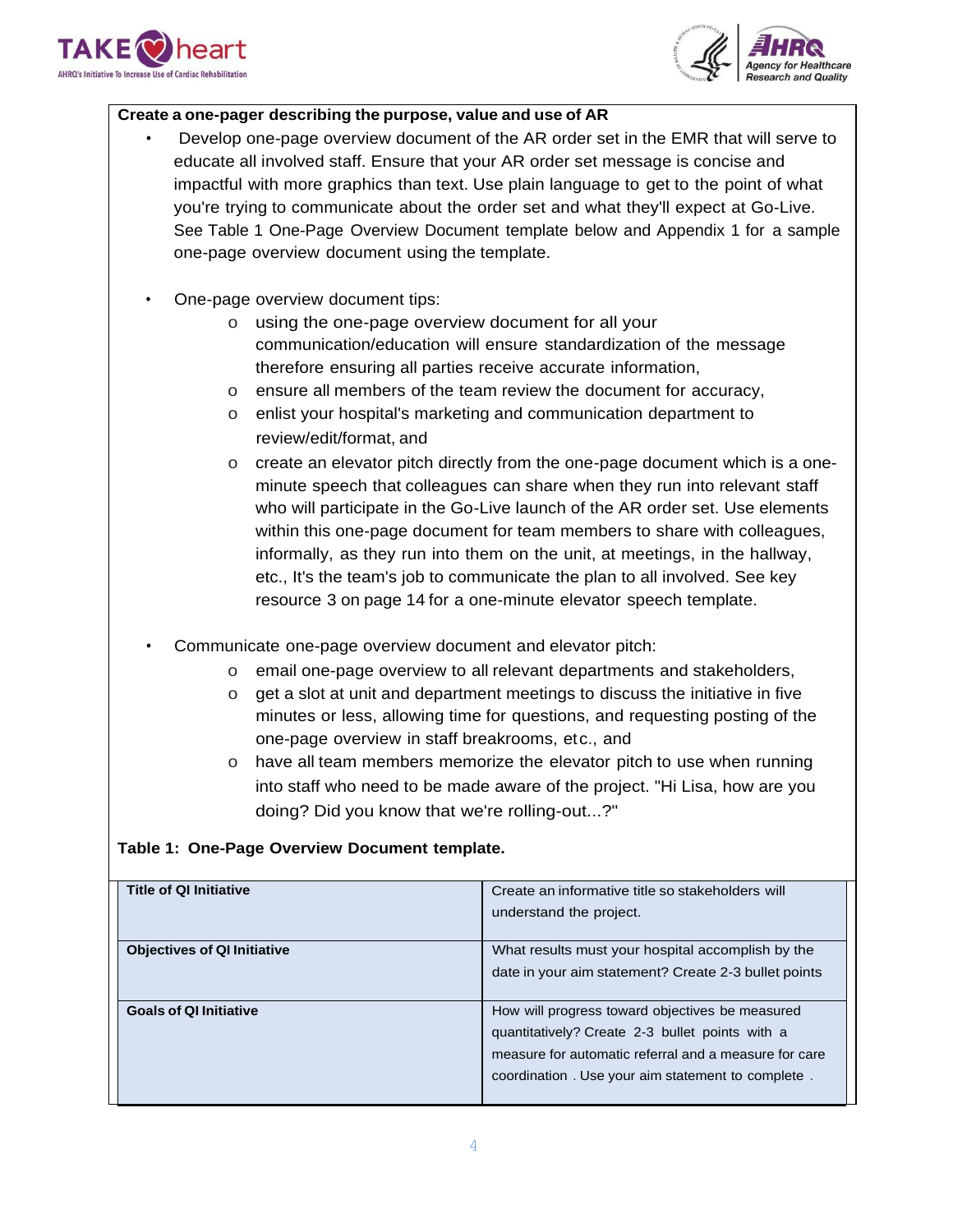**Create a one-pager describing the purpose, value and use of AR**

- Develop one-page overview document of the AR order set in the EMR that will serve to educate all involved staff. Ensure that your AR order set message is concise and impactful with more graphics than text. Use plain language to get to the point of what you're trying to communicate about the order set and what they'll expect at Go-Live. See Table 1 One-Page Overview Document template below and Appendix 1 for a sample one-page overview document using the template.

- One-page overview document tips:
  - using the one-page overview document for all your communication/education will ensure standardization of the message therefore ensuring all parties receive accurate information,
  - ensure all members of the team review the document for accuracy,
  - enlist your hospital's marketing and communication department to review/edit/format, and
  - create an elevator pitch directly from the one-page document which is a one-minute speech that colleagues can share when they run into relevant staff who will participate in the Go-Live launch of the AR order set. Use elements within this one-page document for team members to share with colleagues, informally, as they run into them on the unit, at meetings, in the hallway, etc., It's the team's job to communicate the plan to all involved. See key resource 3 on page 14 for a one-minute elevator speech template.

- Communicate one-page overview document and elevator pitch:
  - email one-page overview to all relevant departments and stakeholders,
  - get a slot at unit and department meetings to discuss the initiative in five minutes or less, allowing time for questions, and requesting posting of the one-page overview in staff breakrooms, etc., and
  - have all team members memorize the elevator pitch to use when running into staff who need to be made aware of the project. "Hi Lisa, how are you doing? Did you know that we're rolling-out...?"

**Table 1: One-Page Overview Document template.**

| | |
|---|---|
| **Title of QI Initiative** | Create an informative title so stakeholders will understand the project. |
| **Objectives of QI Initiative** | What results must your hospital accomplish by the date in your aim statement? Create 2-3 bullet points |
| **Goals of QI Initiative** | How will progress toward objectives be measured quantitatively? Create 2-3 bullet points with a measure for automatic referral and a measure for care coordination . Use your aim statement to complete . |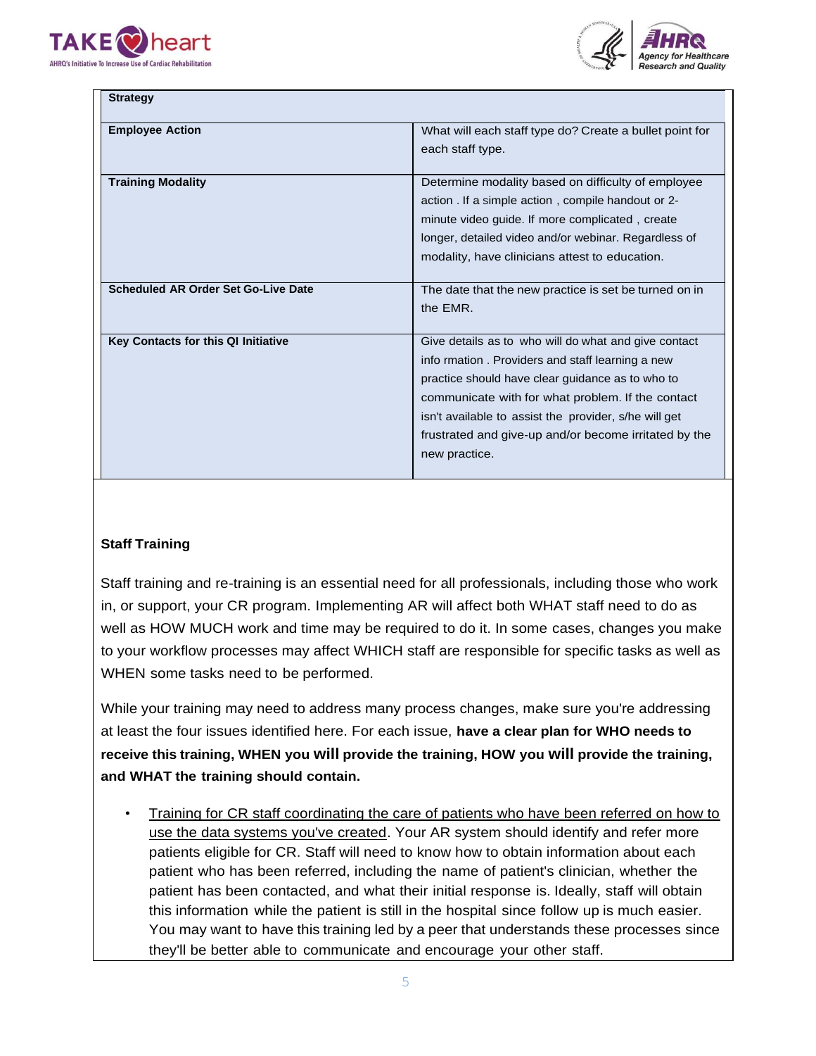| Strategy | |
| --- | --- |
| **Employee Action** | What will each staff type do? Create a bullet point for each staff type. |
| **Training Modality** | Determine modality based on difficulty of employee action . If a simple action , compile handout or 2-minute video guide. If more complicated , create longer, detailed video and/or webinar. Regardless of modality, have clinicians attest to education. |
| **Scheduled AR Order Set Go-Live Date** | The date that the new practice is set be turned on in the EMR. |
| **Key Contacts for this QI Initiative** | Give details as to who will do what and give contact info rmation . Providers and staff learning a new practice should have clear guidance as to who to communicate with for what problem. If the contact isn't available to assist the provider, s/he will get frustrated and give-up and/or become irritated by the new practice. |

**Staff Training**

Staff training and re-training is an essential need for all professionals, including those who work in, or support, your CR program. Implementing AR will affect both WHAT staff need to do as well as HOW MUCH work and time may be required to do it. In some cases, changes you make to your workflow processes may affect WHICH staff are responsible for specific tasks as well as WHEN some tasks need to be performed.

While your training may need to address many process changes, make sure you're addressing at least the four issues identified here. For each issue, **have a clear plan for WHO needs to receive this training, WHEN you will provide the training, HOW you will provide the training, and WHAT the training should contain.**

- <u>Training for CR staff coordinating the care of patients who have been referred on how to use the data systems you've created</u>. Your AR system should identify and refer more patients eligible for CR. Staff will need to know how to obtain information about each patient who has been referred, including the name of patient's clinician, whether the patient has been contacted, and what their initial response is. Ideally, staff will obtain this information while the patient is still in the hospital since follow up is much easier. You may want to have this training led by a peer that understands these processes since they'll be better able to communicate and encourage your other staff.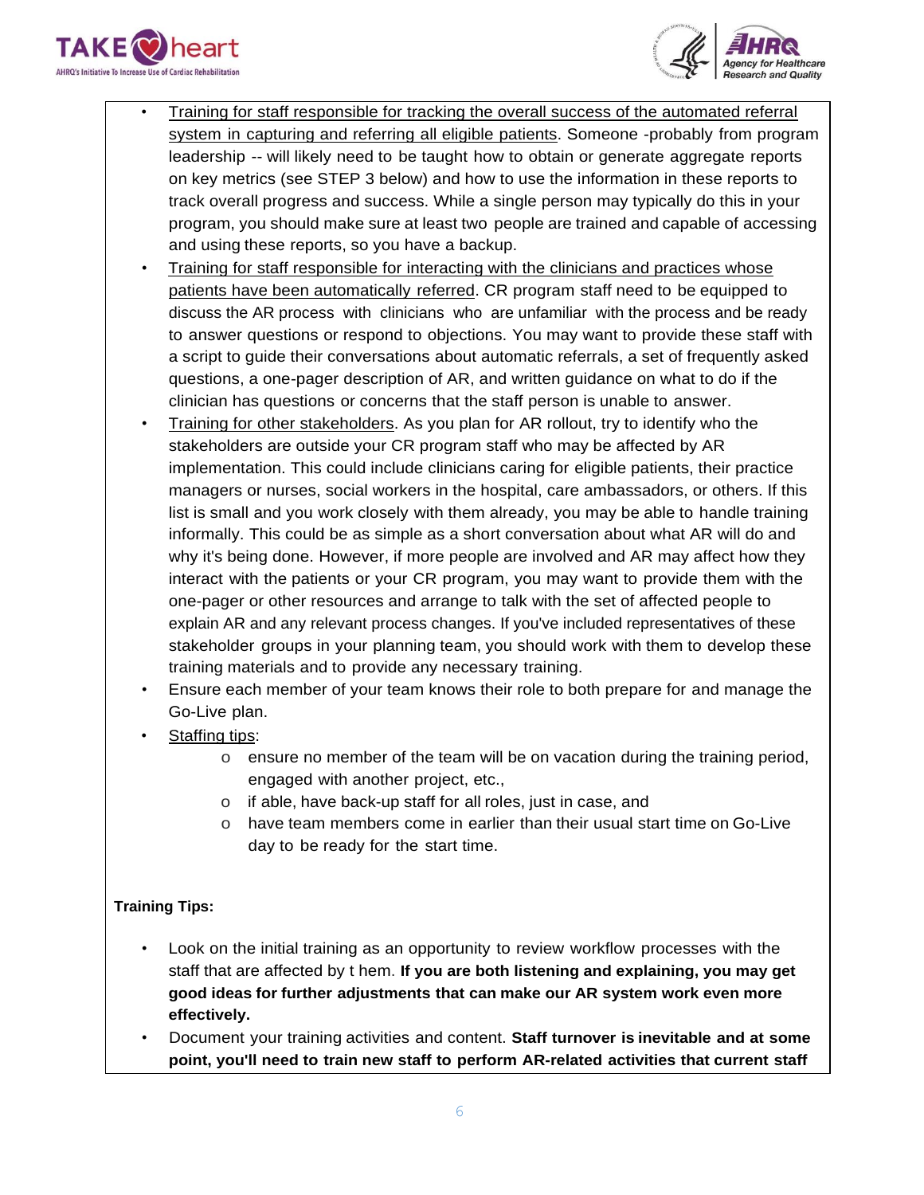- Training for staff responsible for tracking the overall success of the automated referral system in capturing and referring all eligible patients. Someone -probably from program leadership -- will likely need to be taught how to obtain or generate aggregate reports on key metrics (see STEP 3 below) and how to use the information in these reports to track overall progress and success. While a single person may typically do this in your program, you should make sure at least two people are trained and capable of accessing and using these reports, so you have a backup.
- Training for staff responsible for interacting with the clinicians and practices whose patients have been automatically referred. CR program staff need to be equipped to discuss the AR process with clinicians who are unfamiliar with the process and be ready to answer questions or respond to objections. You may want to provide these staff with a script to guide their conversations about automatic referrals, a set of frequently asked questions, a one-pager description of AR, and written guidance on what to do if the clinician has questions or concerns that the staff person is unable to answer.
- Training for other stakeholders. As you plan for AR rollout, try to identify who the stakeholders are outside your CR program staff who may be affected by AR implementation. This could include clinicians caring for eligible patients, their practice managers or nurses, social workers in the hospital, care ambassadors, or others. If this list is small and you work closely with them already, you may be able to handle training informally. This could be as simple as a short conversation about what AR will do and why it's being done. However, if more people are involved and AR may affect how they interact with the patients or your CR program, you may want to provide them with the one-pager or other resources and arrange to talk with the set of affected people to explain AR and any relevant process changes. If you've included representatives of these stakeholder groups in your planning team, you should work with them to develop these training materials and to provide any necessary training.
- Ensure each member of your team knows their role to both prepare for and manage the Go-Live plan.
- Staffing tips:
  - ensure no member of the team will be on vacation during the training period, engaged with another project, etc.,
  - if able, have back-up staff for all roles, just in case, and
  - have team members come in earlier than their usual start time on Go-Live day to be ready for the start time.

**Training Tips:**

- Look on the initial training as an opportunity to review workflow processes with the staff that are affected by t hem. **If you are both listening and explaining, you may get good ideas for further adjustments that can make our AR system work even more effectively.**
- Document your training activities and content. **Staff turnover is inevitable and at some point, you'll need to train new staff to perform AR-related activities that current staff**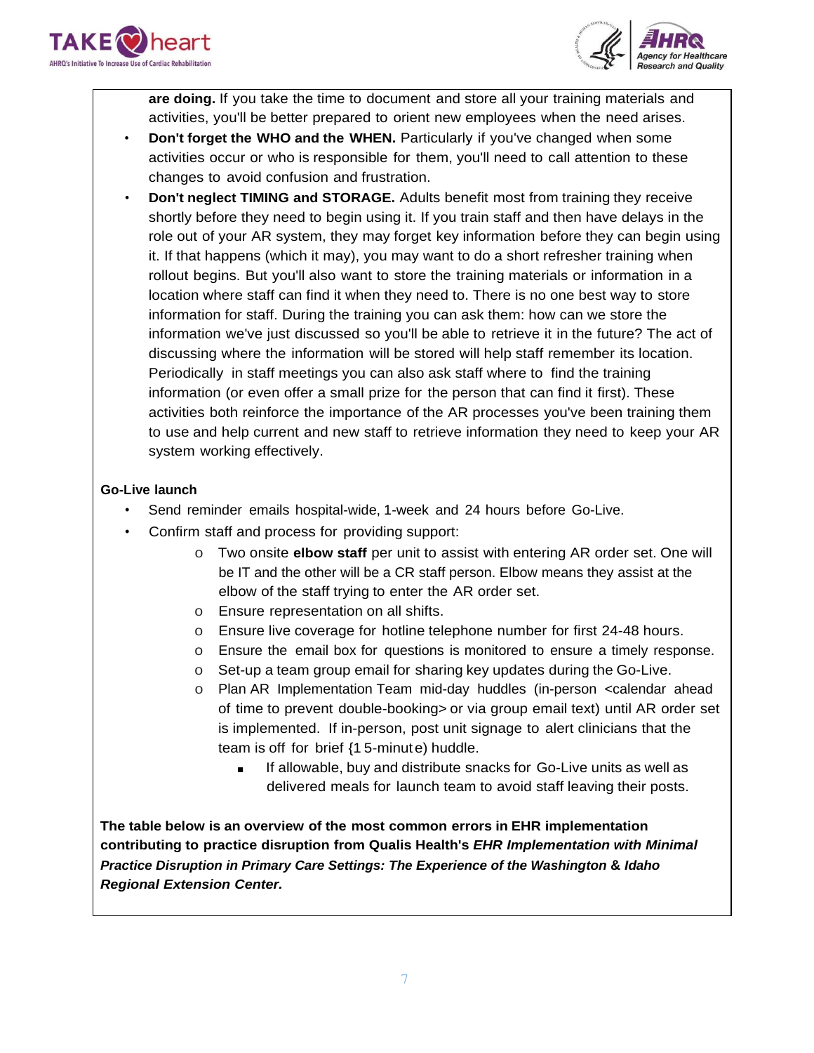**are doing.** If you take the time to document and store all your training materials and activities, you'll be better prepared to orient new employees when the need arises.

- **Don't forget the WHO and the WHEN.** Particularly if you've changed when some activities occur or who is responsible for them, you'll need to call attention to these changes to avoid confusion and frustration.
- **Don't neglect TIMING and STORAGE.** Adults benefit most from training they receive shortly before they need to begin using it. If you train staff and then have delays in the role out of your AR system, they may forget key information before they can begin using it. If that happens (which it may), you may want to do a short refresher training when rollout begins. But you'll also want to store the training materials or information in a location where staff can find it when they need to. There is no one best way to store information for staff. During the training you can ask them: how can we store the information we've just discussed so you'll be able to retrieve it in the future? The act of discussing where the information will be stored will help staff remember its location. Periodically in staff meetings you can also ask staff where to find the training information (or even offer a small prize for the person that can find it first). These activities both reinforce the importance of the AR processes you've been training them to use and help current and new staff to retrieve information they need to keep your AR system working effectively.

**Go-Live launch**

- Send reminder emails hospital-wide, 1-week and 24 hours before Go-Live.
- Confirm staff and process for providing support:
  - Two onsite **elbow staff** per unit to assist with entering AR order set. One will be IT and the other will be a CR staff person. Elbow means they assist at the elbow of the staff trying to enter the AR order set.
  - Ensure representation on all shifts.
  - Ensure live coverage for hotline telephone number for first 24-48 hours.
  - Ensure the email box for questions is monitored to ensure a timely response.
  - Set-up a team group email for sharing key updates during the Go-Live.
  - Plan AR Implementation Team mid-day huddles (in-person <calendar ahead of time to prevent double-booking> or via group email text) until AR order set is implemented. If in-person, post unit signage to alert clinicians that the team is off for brief {15-minute) huddle.
    - If allowable, buy and distribute snacks for Go-Live units as well as delivered meals for launch team to avoid staff leaving their posts.

**The table below is an overview of the most common errors in EHR implementation contributing to practice disruption from Qualis Health's *EHR Implementation with Minimal Practice Disruption in Primary Care Settings: The Experience of the Washington & Idaho Regional Extension Center.***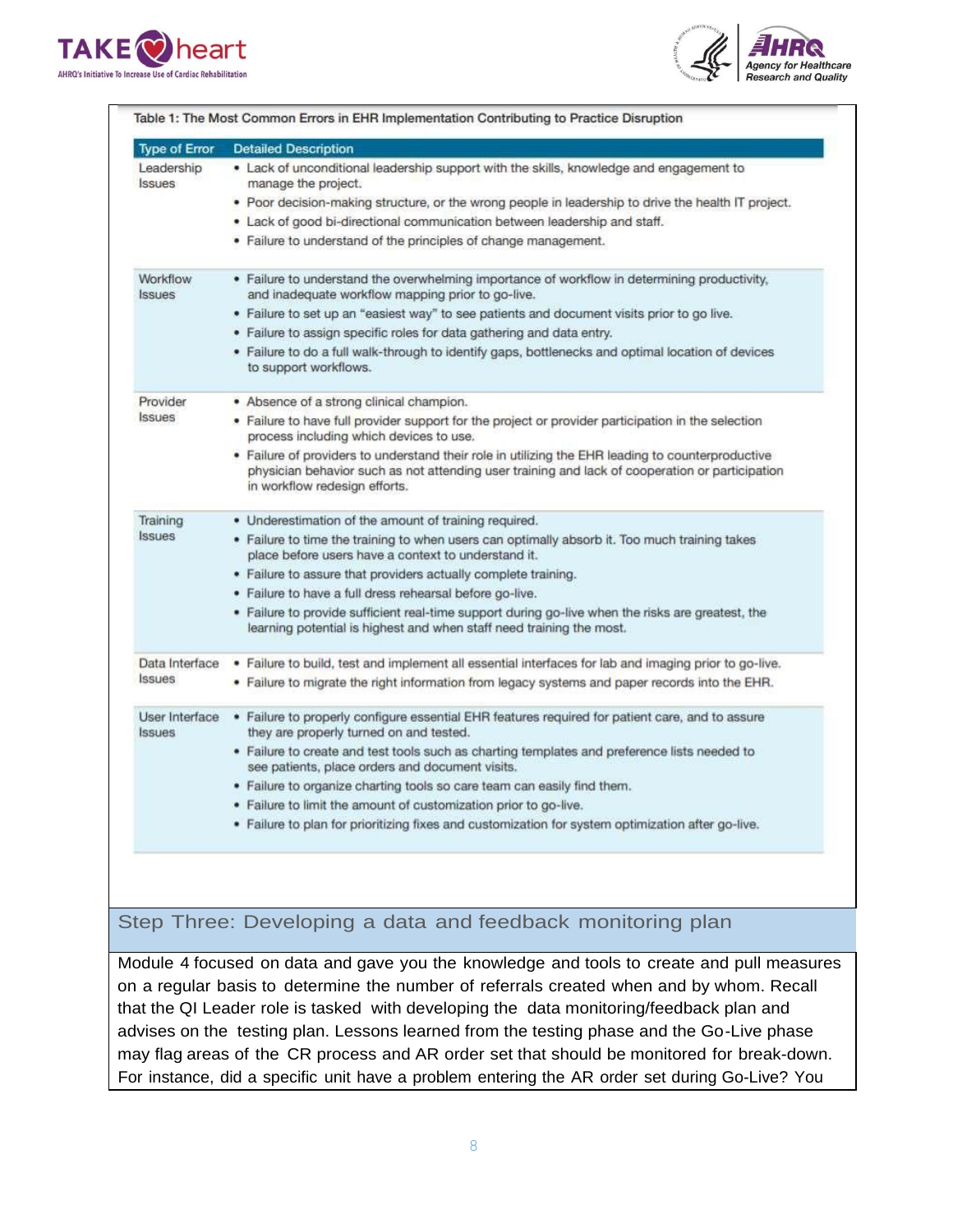Table 1: The Most Common Errors in EHR Implementation Contributing to Practice Disruption

| Type of Error | Detailed Description |
|---|---|
| Leadership Issues | • Lack of unconditional leadership support with the skills, knowledge and engagement to manage the project.<br>• Poor decision-making structure, or the wrong people in leadership to drive the health IT project.<br>• Lack of good bi-directional communication between leadership and staff.<br>• Failure to understand of the principles of change management. |
| Workflow Issues | • Failure to understand the overwhelming importance of workflow in determining productivity, and inadequate workflow mapping prior to go-live.<br>• Failure to set up an "easiest way" to see patients and document visits prior to go live.<br>• Failure to assign specific roles for data gathering and data entry.<br>• Failure to do a full walk-through to identify gaps, bottlenecks and optimal location of devices to support workflows. |
| Provider Issues | • Absence of a strong clinical champion.<br>• Failure to have full provider support for the project or provider participation in the selection process including which devices to use.<br>• Failure of providers to understand their role in utilizing the EHR leading to counterproductive physician behavior such as not attending user training and lack of cooperation or participation in workflow redesign efforts. |
| Training Issues | • Underestimation of the amount of training required.<br>• Failure to time the training to when users can optimally absorb it. Too much training takes place before users have a context to understand it.<br>• Failure to assure that providers actually complete training.<br>• Failure to have a full dress rehearsal before go-live.<br>• Failure to provide sufficient real-time support during go-live when the risks are greatest, the learning potential is highest and when staff need training the most. |
| Data Interface Issues | • Failure to build, test and implement all essential interfaces for lab and imaging prior to go-live.<br>• Failure to migrate the right information from legacy systems and paper records into the EHR. |
| User Interface Issues | • Failure to properly configure essential EHR features required for patient care, and to assure they are properly turned on and tested.<br>• Failure to create and test tools such as charting templates and preference lists needed to see patients, place orders and document visits.<br>• Failure to organize charting tools so care team can easily find them.<br>• Failure to limit the amount of customization prior to go-live.<br>• Failure to plan for prioritizing fixes and customization for system optimization after go-live. |

## Step Three: Developing a data and feedback monitoring plan

Module 4 focused on data and gave you the knowledge and tools to create and pull measures on a regular basis to determine the number of referrals created when and by whom. Recall that the QI Leader role is tasked with developing the data monitoring/feedback plan and advises on the testing plan. Lessons learned from the testing phase and the Go-Live phase may flag areas of the CR process and AR order set that should be monitored for break-down. For instance, did a specific unit have a problem entering the AR order set during Go-Live? You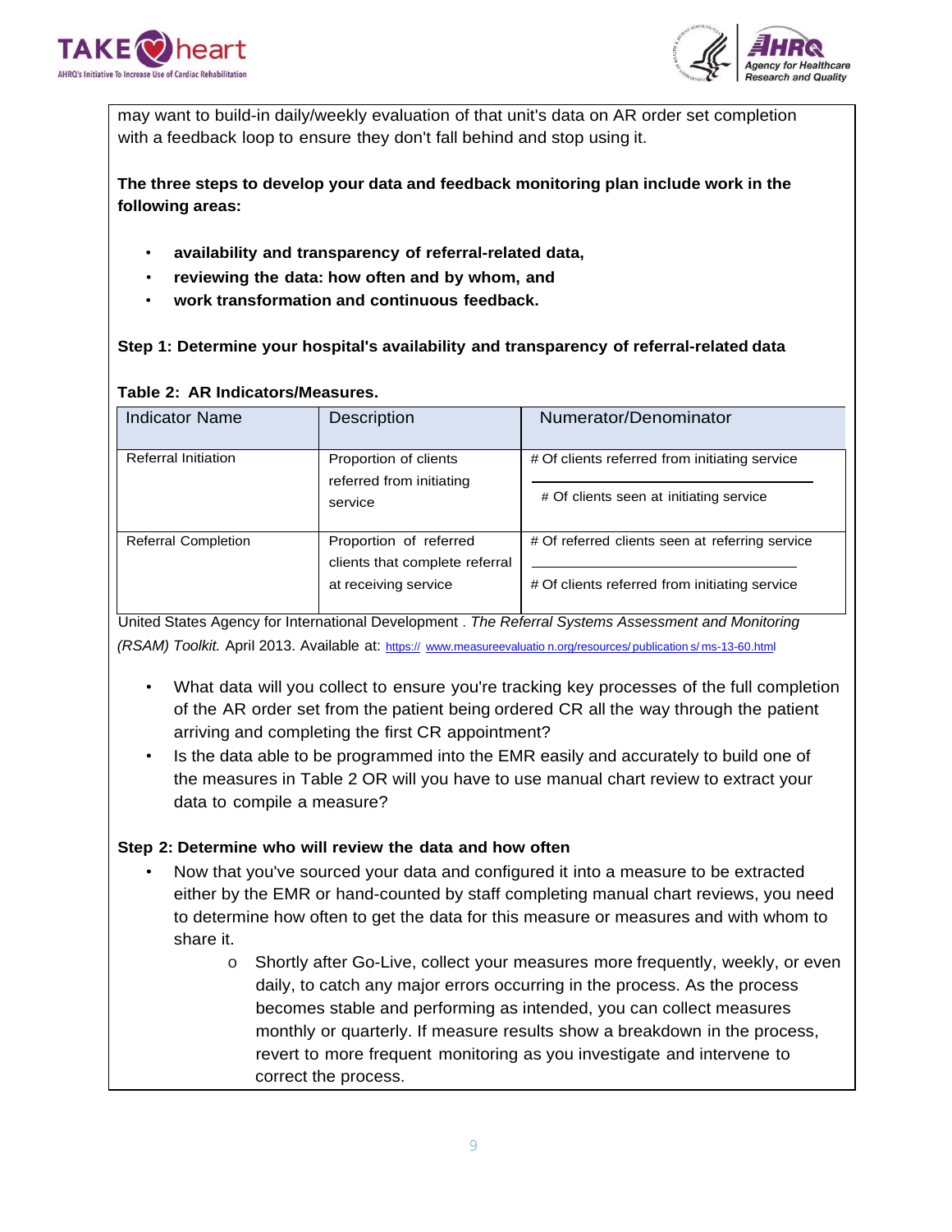may want to build-in daily/weekly evaluation of that unit's data on AR order set completion with a feedback loop to ensure they don't fall behind and stop using it.

**The three steps to develop your data and feedback monitoring plan include work in the following areas:**

- **availability and transparency of referral-related data,**
- **reviewing the data: how often and by whom, and**
- **work transformation and continuous feedback.**

**Step 1: Determine your hospital's availability and transparency of referral-related data**

**Table 2: AR Indicators/Measures.**

| Indicator Name | Description | Numerator/Denominator |
|---|---|---|
| Referral Initiation | Proportion of clients referred from initiating service | # Of clients referred from initiating service / # Of clients seen at initiating service |
| Referral Completion | Proportion of referred clients that complete referral at receiving service | # Of referred clients seen at referring service / # Of clients referred from initiating service |

United States Agency for International Development . *The Referral Systems Assessment and Monitoring (RSAM) Toolkit.* April 2013. Available at: https:// www.measureevaluation.org/resources/publications/ms-13-60.html

- What data will you collect to ensure you're tracking key processes of the full completion of the AR order set from the patient being ordered CR all the way through the patient arriving and completing the first CR appointment?
- Is the data able to be programmed into the EMR easily and accurately to build one of the measures in Table 2 OR will you have to use manual chart review to extract your data to compile a measure?

**Step 2: Determine who will review the data and how often**

- Now that you've sourced your data and configured it into a measure to be extracted either by the EMR or hand-counted by staff completing manual chart reviews, you need to determine how often to get the data for this measure or measures and with whom to share it.
  - Shortly after Go-Live, collect your measures more frequently, weekly, or even daily, to catch any major errors occurring in the process. As the process becomes stable and performing as intended, you can collect measures monthly or quarterly. If measure results show a breakdown in the process, revert to more frequent monitoring as you investigate and intervene to correct the process.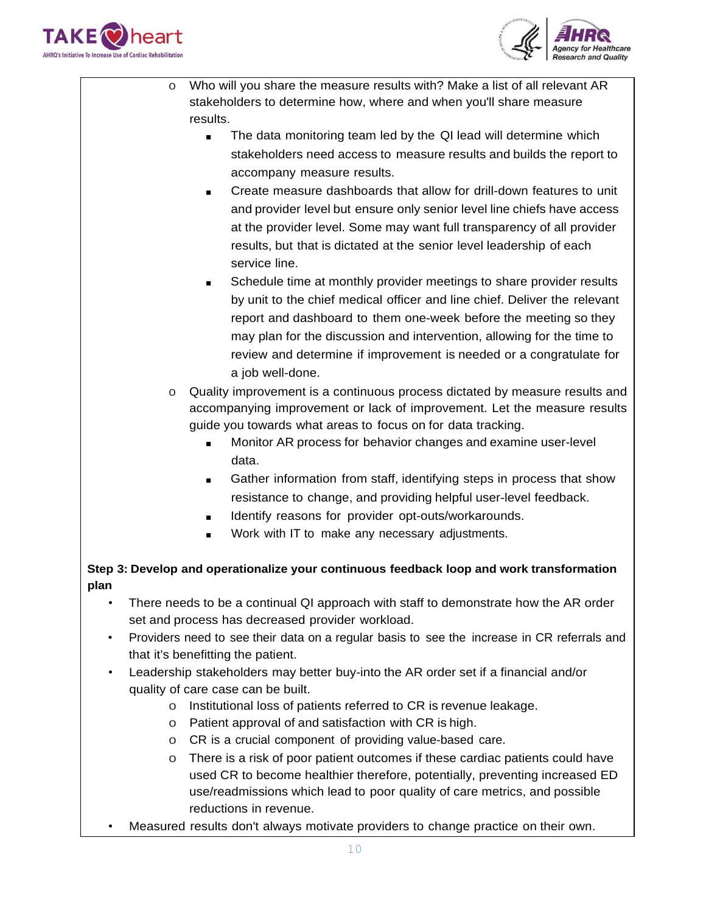- Who will you share the measure results with? Make a list of all relevant AR stakeholders to determine how, where and when you'll share measure results.
    - The data monitoring team led by the QI lead will determine which stakeholders need access to measure results and builds the report to accompany measure results.
    - Create measure dashboards that allow for drill-down features to unit and provider level but ensure only senior level line chiefs have access at the provider level. Some may want full transparency of all provider results, but that is dictated at the senior level leadership of each service line.
    - Schedule time at monthly provider meetings to share provider results by unit to the chief medical officer and line chief. Deliver the relevant report and dashboard to them one-week before the meeting so they may plan for the discussion and intervention, allowing for the time to review and determine if improvement is needed or a congratulate for a job well-done.
- Quality improvement is a continuous process dictated by measure results and accompanying improvement or lack of improvement. Let the measure results guide you towards what areas to focus on for data tracking.
    - Monitor AR process for behavior changes and examine user-level data.
    - Gather information from staff, identifying steps in process that show resistance to change, and providing helpful user-level feedback.
    - Identify reasons for provider opt-outs/workarounds.
    - Work with IT to make any necessary adjustments.

**Step 3: Develop and operationalize your continuous feedback loop and work transformation plan**

- There needs to be a continual QI approach with staff to demonstrate how the AR order set and process has decreased provider workload.
- Providers need to see their data on a regular basis to see the increase in CR referrals and that it's benefitting the patient.
- Leadership stakeholders may better buy-into the AR order set if a financial and/or quality of care case can be built.
    - Institutional loss of patients referred to CR is revenue leakage.
    - Patient approval of and satisfaction with CR is high.
    - CR is a crucial component of providing value-based care.
    - There is a risk of poor patient outcomes if these cardiac patients could have used CR to become healthier therefore, potentially, preventing increased ED use/readmissions which lead to poor quality of care metrics, and possible reductions in revenue.
- Measured results don't always motivate providers to change practice on their own.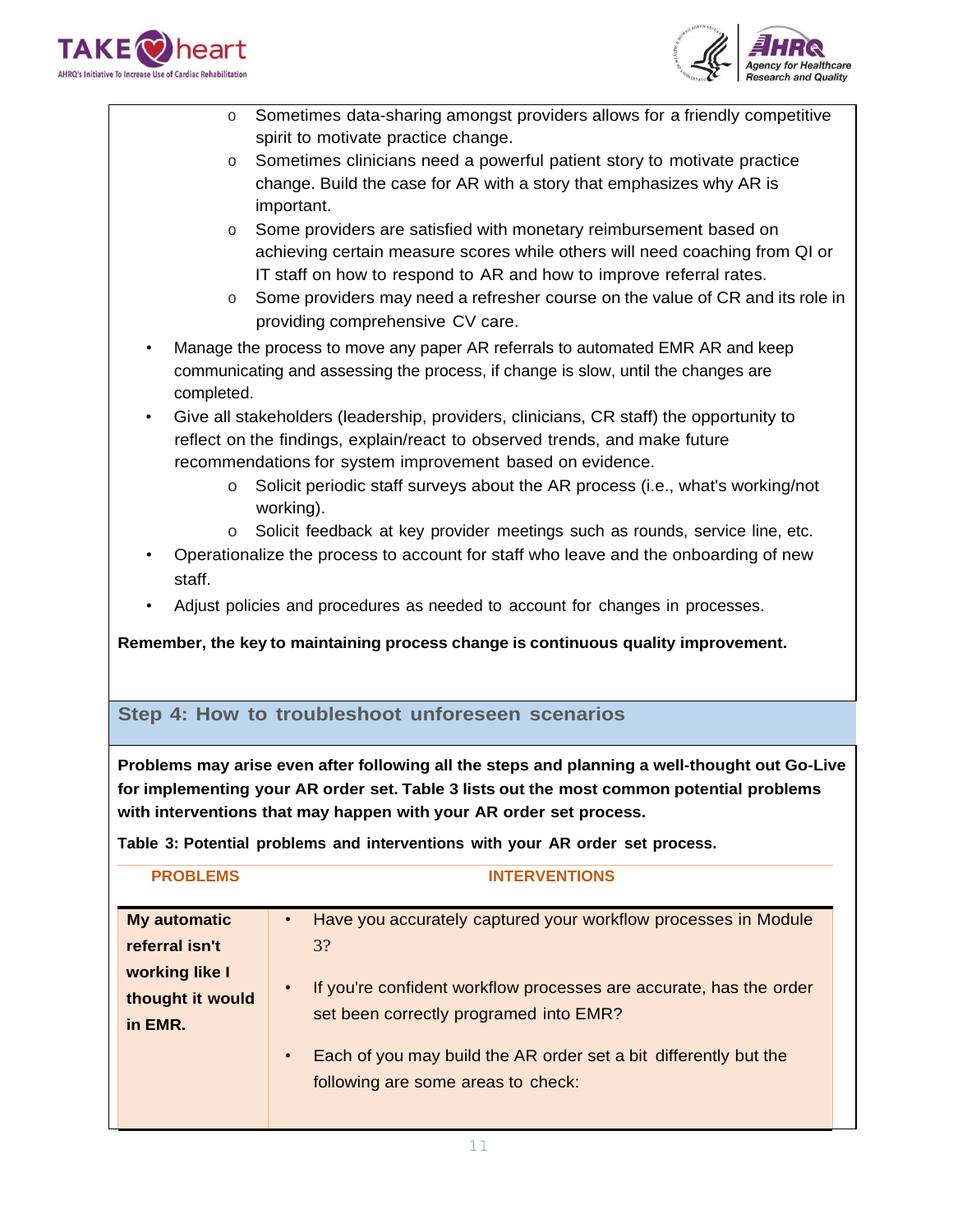- Sometimes data-sharing amongst providers allows for a friendly competitive spirit to motivate practice change.
  - Sometimes clinicians need a powerful patient story to motivate practice change. Build the case for AR with a story that emphasizes why AR is important.
  - Some providers are satisfied with monetary reimbursement based on achieving certain measure scores while others will need coaching from QI or IT staff on how to respond to AR and how to improve referral rates.
  - Some providers may need a refresher course on the value of CR and its role in providing comprehensive CV care.
- Manage the process to move any paper AR referrals to automated EMR AR and keep communicating and assessing the process, if change is slow, until the changes are completed.
- Give all stakeholders (leadership, providers, clinicians, CR staff) the opportunity to reflect on the findings, explain/react to observed trends, and make future recommendations for system improvement based on evidence.
  - Solicit periodic staff surveys about the AR process (i.e., what's working/not working).
  - Solicit feedback at key provider meetings such as rounds, service line, etc.
- Operationalize the process to account for staff who leave and the onboarding of new staff.
- Adjust policies and procedures as needed to account for changes in processes.

**Remember, the key to maintaining process change is continuous quality improvement.**

## Step 4: How to troubleshoot unforeseen scenarios

**Problems may arise even after following all the steps and planning a well-thought out Go-Live for implementing your AR order set. Table 3 lists out the most common potential problems with interventions that may happen with your AR order set process.**

**Table 3: Potential problems and interventions with your AR order set process.**

| PROBLEMS | INTERVENTIONS |
|---|---|
| **My automatic referral isn't working like I thought it would in EMR.** | • Have you accurately captured your workflow processes in Module 3?<br>• If you're confident workflow processes are accurate, has the order set been correctly programed into EMR?<br>• Each of you may build the AR order set a bit differently but the following are some areas to check: |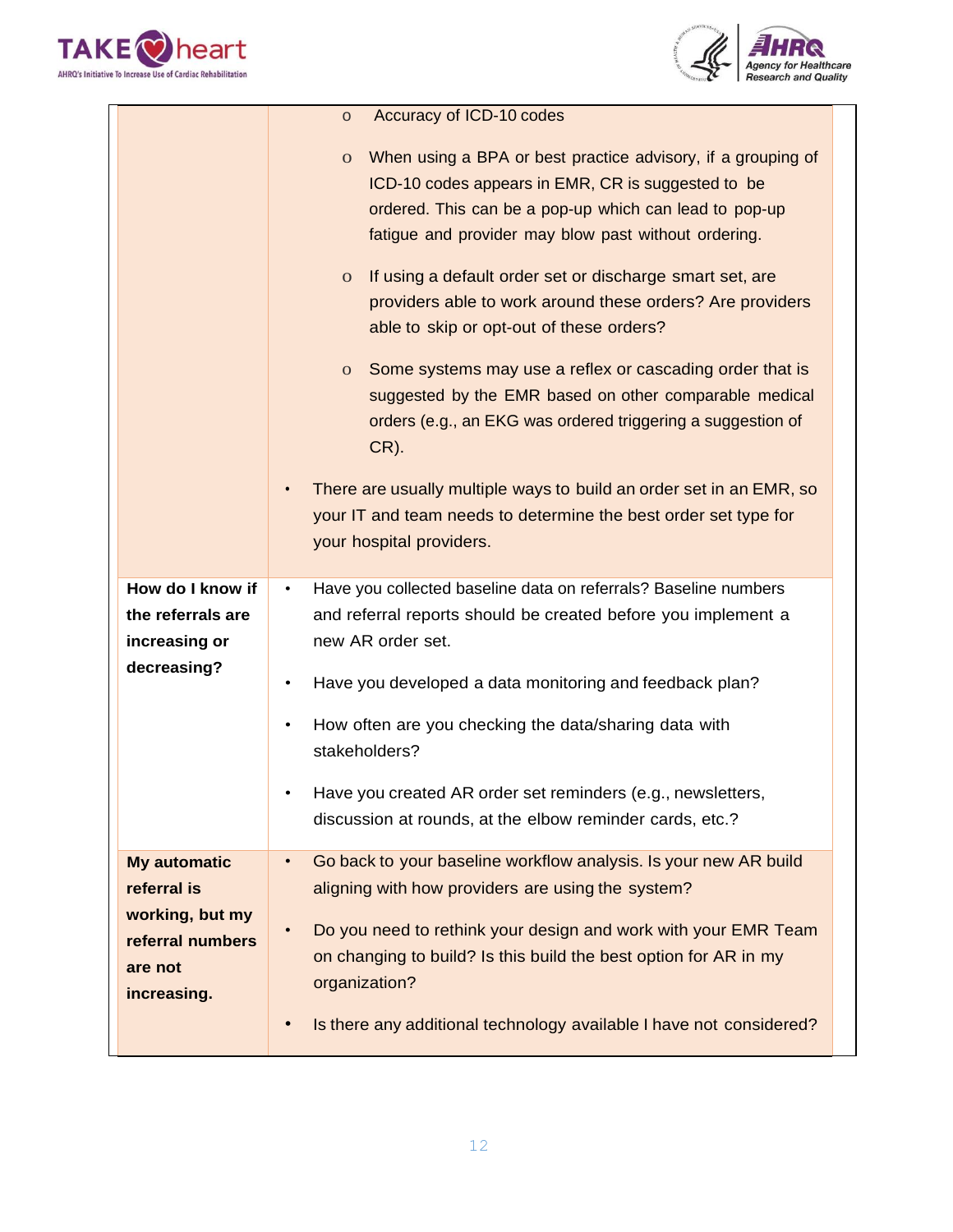| | |
|---|---|
| | - Accuracy of ICD-10 codes<br>- When using a BPA or best practice advisory, if a grouping of ICD-10 codes appears in EMR, CR is suggested to be ordered. This can be a pop-up which can lead to pop-up fatigue and provider may blow past without ordering.<br>- If using a default order set or discharge smart set, are providers able to work around these orders? Are providers able to skip or opt-out of these orders?<br>- Some systems may use a reflex or cascading order that is suggested by the EMR based on other comparable medical orders (e.g., an EKG was ordered triggering a suggestion of CR).<br><br>• There are usually multiple ways to build an order set in an EMR, so your IT and team needs to determine the best order set type for your hospital providers. |
| **How do I know if the referrals are increasing or decreasing?** | • Have you collected baseline data on referrals? Baseline numbers and referral reports should be created before you implement a new AR order set.<br>• Have you developed a data monitoring and feedback plan?<br>• How often are you checking the data/sharing data with stakeholders?<br>• Have you created AR order set reminders (e.g., newsletters, discussion at rounds, at the elbow reminder cards, etc.? |
| **My automatic referral is working, but my referral numbers are not increasing.** | • Go back to your baseline workflow analysis. Is your new AR build aligning with how providers are using the system?<br>• Do you need to rethink your design and work with your EMR Team on changing to build? Is this build the best option for AR in my organization?<br>• Is there any additional technology available I have not considered? |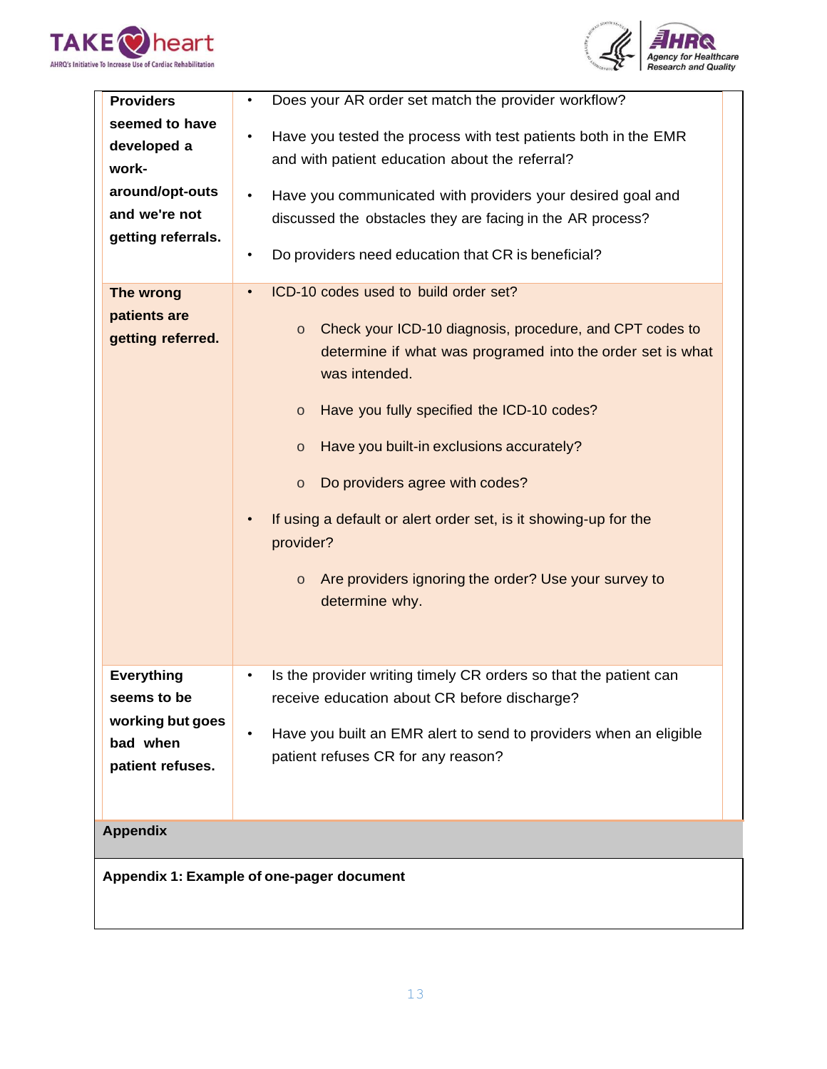| | |
|---|---|
| **Providers seemed to have developed a work-around/opt-outs and we're not getting referrals.** | • Does your AR order set match the provider workflow?<br><br>• Have you tested the process with test patients both in the EMR and with patient education about the referral?<br><br>• Have you communicated with providers your desired goal and discussed the obstacles they are facing in the AR process?<br><br>• Do providers need education that CR is beneficial? |
| **The wrong patients are getting referred.** | • ICD-10 codes used to build order set?<br>  o Check your ICD-10 diagnosis, procedure, and CPT codes to determine if what was programed into the order set is what was intended.<br>  o Have you fully specified the ICD-10 codes?<br>  o Have you built-in exclusions accurately?<br>  o Do providers agree with codes?<br><br>• If using a default or alert order set, is it showing-up for the provider?<br>  o Are providers ignoring the order? Use your survey to determine why. |
| **Everything seems to be working but goes bad when patient refuses.** | • Is the provider writing timely CR orders so that the patient can receive education about CR before discharge?<br><br>• Have you built an EMR alert to send to providers when an eligible patient refuses CR for any reason? |

## Appendix

**Appendix 1: Example of one-pager document**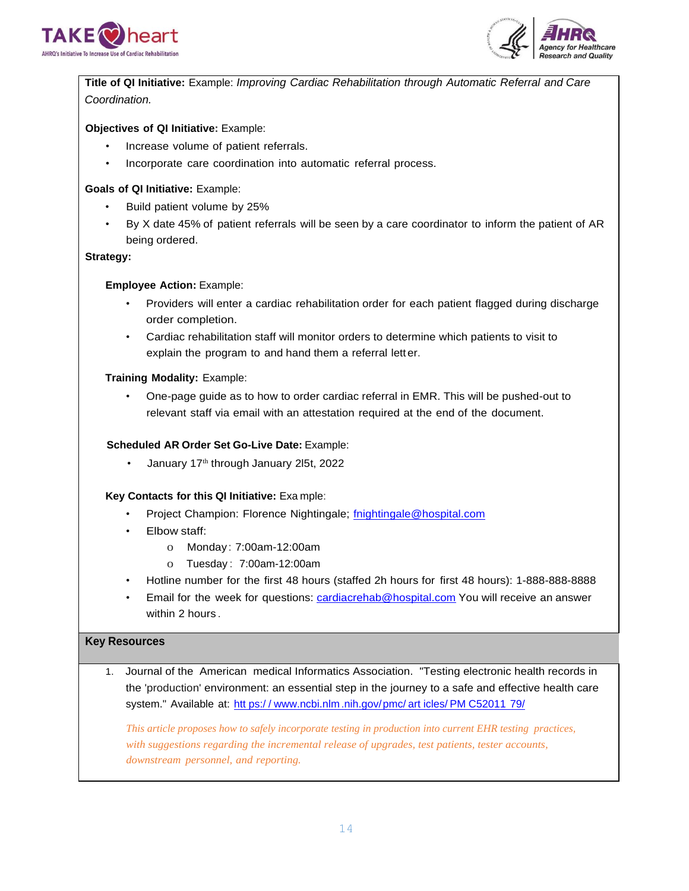**Title of QI Initiative:** Example: *Improving Cardiac Rehabilitation through Automatic Referral and Care Coordination.*

**Objectives of QI Initiative:** Example:

- Increase volume of patient referrals.
- Incorporate care coordination into automatic referral process.

**Goals of QI Initiative:** Example:

- Build patient volume by 25%
- By X date 45% of patient referrals will be seen by a care coordinator to inform the patient of AR being ordered.

**Strategy:**

**Employee Action:** Example:

- Providers will enter a cardiac rehabilitation order for each patient flagged during discharge order completion.
- Cardiac rehabilitation staff will monitor orders to determine which patients to visit to explain the program to and hand them a referral letter.

**Training Modality:** Example:

- One-page guide as to how to order cardiac referral in EMR. This will be pushed-out to relevant staff via email with an attestation required at the end of the document.

**Scheduled AR Order Set Go-Live Date:** Example:

- January 17th through January 2l5t, 2022

**Key Contacts for this QI Initiative:** Example:

- Project Champion: Florence Nightingale; fnightingale@hospital.com
- Elbow staff:
  - Monday: 7:00am-12:00am
  - Tuesday: 7:00am-12:00am
- Hotline number for the first 48 hours (staffed 2h hours for first 48 hours): 1-888-888-8888
- Email for the week for questions: cardiacrehab@hospital.com You will receive an answer within 2 hours.

## Key Resources

1. Journal of the American medical Informatics Association. "Testing electronic health records in the 'production' environment: an essential step in the journey to a safe and effective health care system." Available at: https://www.ncbi.nlm.nih.gov/pmc/articles/PMC5201179/

   *This article proposes how to safely incorporate testing in production into current EHR testing practices, with suggestions regarding the incremental release of upgrades, test patients, tester accounts, downstream personnel, and reporting.*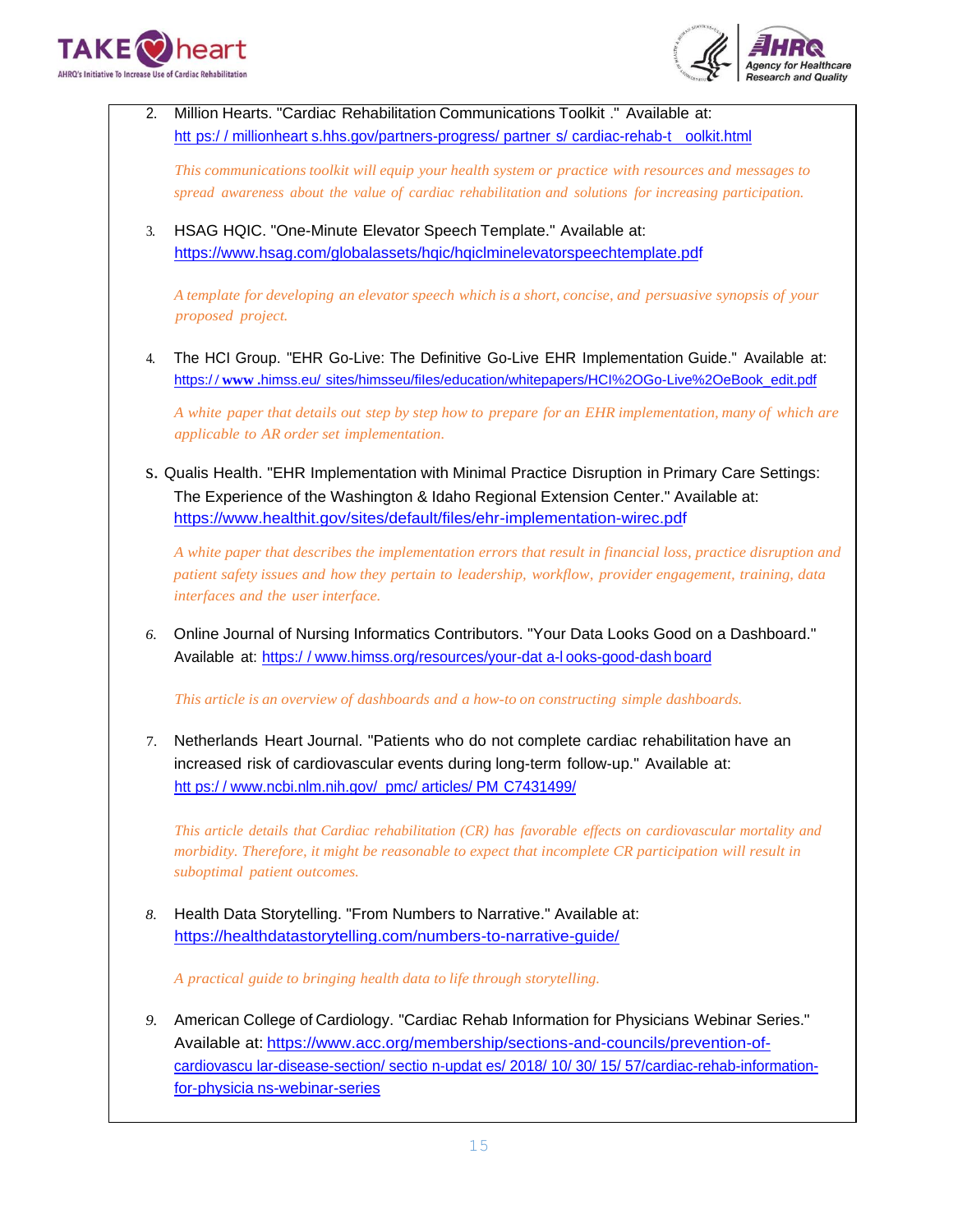2. Million Hearts. "Cardiac Rehabilitation Communications Toolkit ." Available at: https://millionhearts.hhs.gov/partners-progress/partners/cardiac-rehab-toolkit.html

   *This communications toolkit will equip your health system or practice with resources and messages to spread awareness about the value of cardiac rehabilitation and solutions for increasing participation.*

3. HSAG HQIC. "One-Minute Elevator Speech Template." Available at: https://www.hsag.com/globalassets/hqic/hqiclminelevatorspeechtemplate.pdf

   *A template for developing an elevator speech which is a short, concise, and persuasive synopsis of your proposed project.*

4. The HCI Group. "EHR Go-Live: The Definitive Go-Live EHR Implementation Guide." Available at: https://www.himss.eu/sites/himsseu/files/education/whitepapers/HCI%20Go-Live%20eBook_edit.pdf

   *A white paper that details out step by step how to prepare for an EHR implementation, many of which are applicable to AR order set implementation.*

5. Qualis Health. "EHR Implementation with Minimal Practice Disruption in Primary Care Settings: The Experience of the Washington & Idaho Regional Extension Center." Available at: https://www.healthit.gov/sites/default/files/ehr-implementation-wirec.pdf

   *A white paper that describes the implementation errors that result in financial loss, practice disruption and patient safety issues and how they pertain to leadership, workflow, provider engagement, training, data interfaces and the user interface.*

6. Online Journal of Nursing Informatics Contributors. "Your Data Looks Good on a Dashboard." Available at: https://www.himss.org/resources/your-data-looks-good-dashboard

   *This article is an overview of dashboards and a how-to on constructing simple dashboards.*

7. Netherlands Heart Journal. "Patients who do not complete cardiac rehabilitation have an increased risk of cardiovascular events during long-term follow-up." Available at: https://www.ncbi.nlm.nih.gov/pmc/articles/PMC7431499/

   *This article details that Cardiac rehabilitation (CR) has favorable effects on cardiovascular mortality and morbidity. Therefore, it might be reasonable to expect that incomplete CR participation will result in suboptimal patient outcomes.*

8. Health Data Storytelling. "From Numbers to Narrative." Available at: https://healthdatastorytelling.com/numbers-to-narrative-guide/

   *A practical guide to bringing health data to life through storytelling.*

9. American College of Cardiology. "Cardiac Rehab Information for Physicians Webinar Series." Available at: https://www.acc.org/membership/sections-and-councils/prevention-of-cardiovascular-disease-section/section-updates/2018/10/30/15/57/cardiac-rehab-information-for-physicians-webinar-series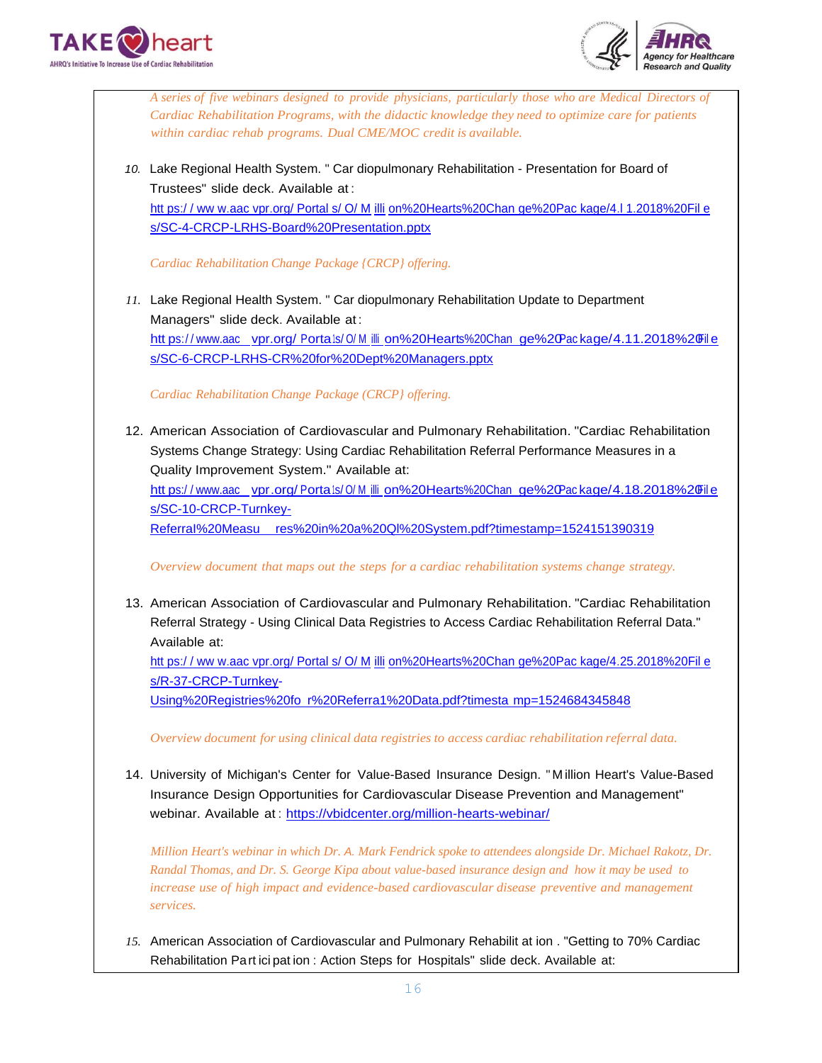*A series of five webinars designed to provide physicians, particularly those who are Medical Directors of Cardiac Rehabilitation Programs, with the didactic knowledge they need to optimize care for patients within cardiac rehab programs. Dual CME/MOC credit is available.*

10. Lake Regional Health System. "Cardiopulmonary Rehabilitation - Presentation for Board of Trustees" slide deck. Available at: https://www.aacvpr.org/Portals/0/Million%20Hearts%20Change%20Package/4.11.2018%20Files/SC-4-CRCP-LRHS-Board%20Presentation.pptx

    *Cardiac Rehabilitation Change Package {CRCP} offering.*

11. Lake Regional Health System. "Cardiopulmonary Rehabilitation Update to Department Managers" slide deck. Available at: https://www.aacvpr.org/Portals/0/Million%20Hearts%20Change%20Package/4.11.2018%20Files/SC-6-CRCP-LRHS-CR%20for%20Dept%20Managers.pptx

    *Cardiac Rehabilitation Change Package (CRCP} offering.*

12. American Association of Cardiovascular and Pulmonary Rehabilitation. "Cardiac Rehabilitation Systems Change Strategy: Using Cardiac Rehabilitation Referral Performance Measures in a Quality Improvement System." Available at: https://www.aacvpr.org/Portals/0/Million%20Hearts%20Change%20Package/4.18.2018%20Files/SC-10-CRCP-Turnkey-Referral%20Measures%20in%20a%20QI%20System.pdf?timestamp=1524151390319

    *Overview document that maps out the steps for a cardiac rehabilitation systems change strategy.*

13. American Association of Cardiovascular and Pulmonary Rehabilitation. "Cardiac Rehabilitation Referral Strategy - Using Clinical Data Registries to Access Cardiac Rehabilitation Referral Data." Available at: https://www.aacvpr.org/Portals/0/Million%20Hearts%20Change%20Package/4.25.2018%20Files/R-37-CRCP-Turnkey-Using%20Registries%20for%20Referral%20Data.pdf?timestamp=1524684345848

    *Overview document for using clinical data registries to access cardiac rehabilitation referral data.*

14. University of Michigan's Center for Value-Based Insurance Design. "Million Heart's Value-Based Insurance Design Opportunities for Cardiovascular Disease Prevention and Management" webinar. Available at: https://vbidcenter.org/million-hearts-webinar/

    *Million Heart's webinar in which Dr. A. Mark Fendrick spoke to attendees alongside Dr. Michael Rakotz, Dr. Randal Thomas, and Dr. S. George Kipa about value-based insurance design and how it may be used to increase use of high impact and evidence-based cardiovascular disease preventive and management services.*

15. American Association of Cardiovascular and Pulmonary Rehabilitation. "Getting to 70% Cardiac Rehabilitation Participation: Action Steps for Hospitals" slide deck. Available at: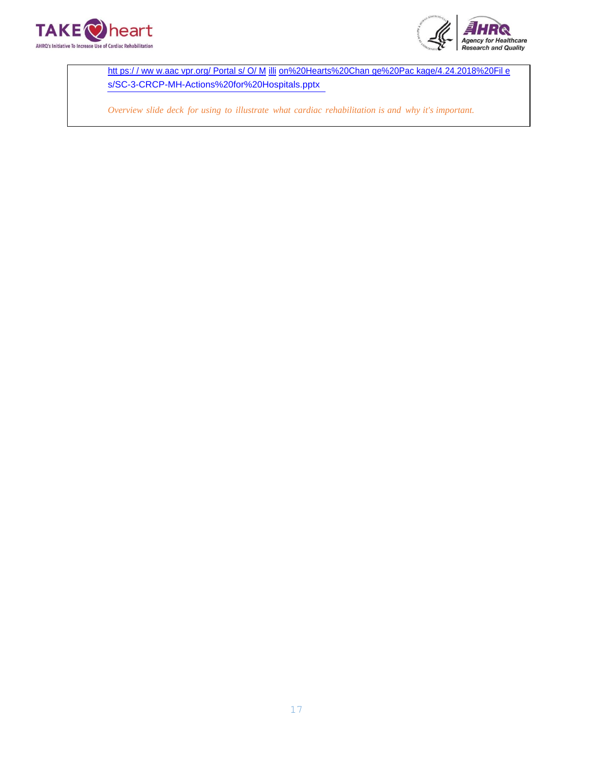htt ps:/ / ww w.aac vpr.org/ Portal s/ O/ M illi on%20Hearts%20Chan ge%20Pac kage/4.24.2018%20Fil e s/SC-3-CRCP-MH-Actions%20for%20Hospitals.pptx

*Overview slide deck for using to illustrate what cardiac rehabilitation is and why it's important.*